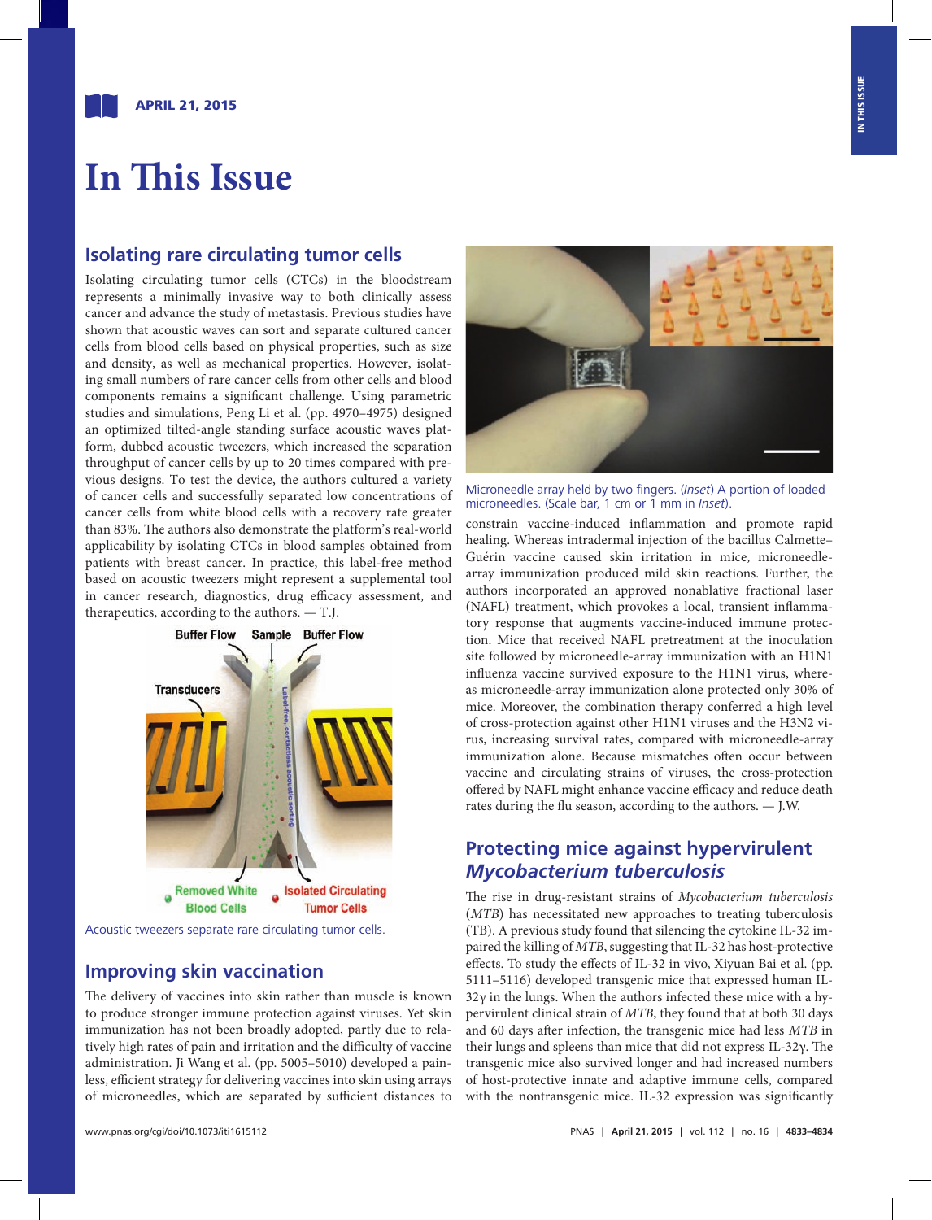# In This Issue

## Isolating rare circulating tumor cells

Isolating circulating tumor cells (CTCs) in the bloodstream represents a minimally invasive way to both clinically assess cancer and advance the study of metastasis. Previous studies have shown that acoustic waves can sort and separate cultured cancer cells from blood cells based on physical properties, such as size and density, as well as mechanical properties. However, isolating small numbers of rare cancer cells from other cells and blood components remains a significant challenge. Using parametric studies and simulations, Peng Li et al. (pp. 4970–4975) designed an optimized tilted-angle standing surface acoustic waves platform, dubbed acoustic tweezers, which increased the separation throughput of cancer cells by up to 20 times compared with previous designs. To test the device, the authors cultured a variety of cancer cells and successfully separated low concentrations of cancer cells from white blood cells with a recovery rate greater than 83%. The authors also demonstrate the platform's real-world applicability by isolating CTCs in blood samples obtained from patients with breast cancer. In practice, this label-free method based on acoustic tweezers might represent a supplemental tool in cancer research, diagnostics, drug efficacy assessment, and therapeutics, according to the authors. — T.J.

Acoustic tweezers separate rare circulating tumor cells.

## Improving skin vaccination

The delivery of vaccines into skin rather than muscle is known to produce stronger immune protection against viruses. Yet skin immunization has not been broadly adopted, partly due to relatively high rates of pain and irritation and the difficulty of vaccine administration. Ji Wang et al. (pp. 5005–5010) developed a painless, efficient strategy for delivering vaccines into skin using arrays of microneedles, which are separated by sufficient distances to constrain vaccine-induced inflammation and promote rapid healing. Whereas intradermal injection of the bacillus Calmette–Guérin vaccine caused skin irritation in mice, microneedle-array immunization produced mild skin reactions. Further, the authors incorporated an approved nonablative fractional laser (NAFL) treatment, which provokes a local, transient inflammatory response that augments vaccine-induced immune protection. Mice that received NAFL pretreatment at the inoculation site followed by microneedle-array immunization with an H1N1 influenza vaccine survived exposure to the H1N1 virus, whereas microneedle-array immunization alone protected only 30% of mice. Moreover, the combination therapy conferred a high level of cross-protection against other H1N1 viruses and the H3N2 virus, increasing survival rates, compared with microneedle-array immunization alone. Because mismatches often occur between vaccine and circulating strains of viruses, the cross-protection offered by NAFL might enhance vaccine efficacy and reduce death rates during the flu season, according to the authors. — J.W.

Microneedle array held by two fingers. (*Inset*) A portion of loaded microneedles. (Scale bar, 1 cm or 1 mm in *Inset*).

## Protecting mice against hypervirulent *Mycobacterium tuberculosis*

The rise in drug-resistant strains of *Mycobacterium tuberculosis* (*MTB*) has necessitated new approaches to treating tuberculosis (TB). A previous study found that silencing the cytokine IL-32 impaired the killing of *MTB*, suggesting that IL-32 has host-protective effects. To study the effects of IL-32 in vivo, Xiyuan Bai et al. (pp. 5111–5116) developed transgenic mice that expressed human IL-32γ in the lungs. When the authors infected these mice with a hypervirulent clinical strain of *MTB*, they found that at both 30 days and 60 days after infection, the transgenic mice had less *MTB* in their lungs and spleens than mice that did not express IL-32γ. The transgenic mice also survived longer and had increased numbers of host-protective innate and adaptive immune cells, compared with the nontransgenic mice. IL-32 expression was significantly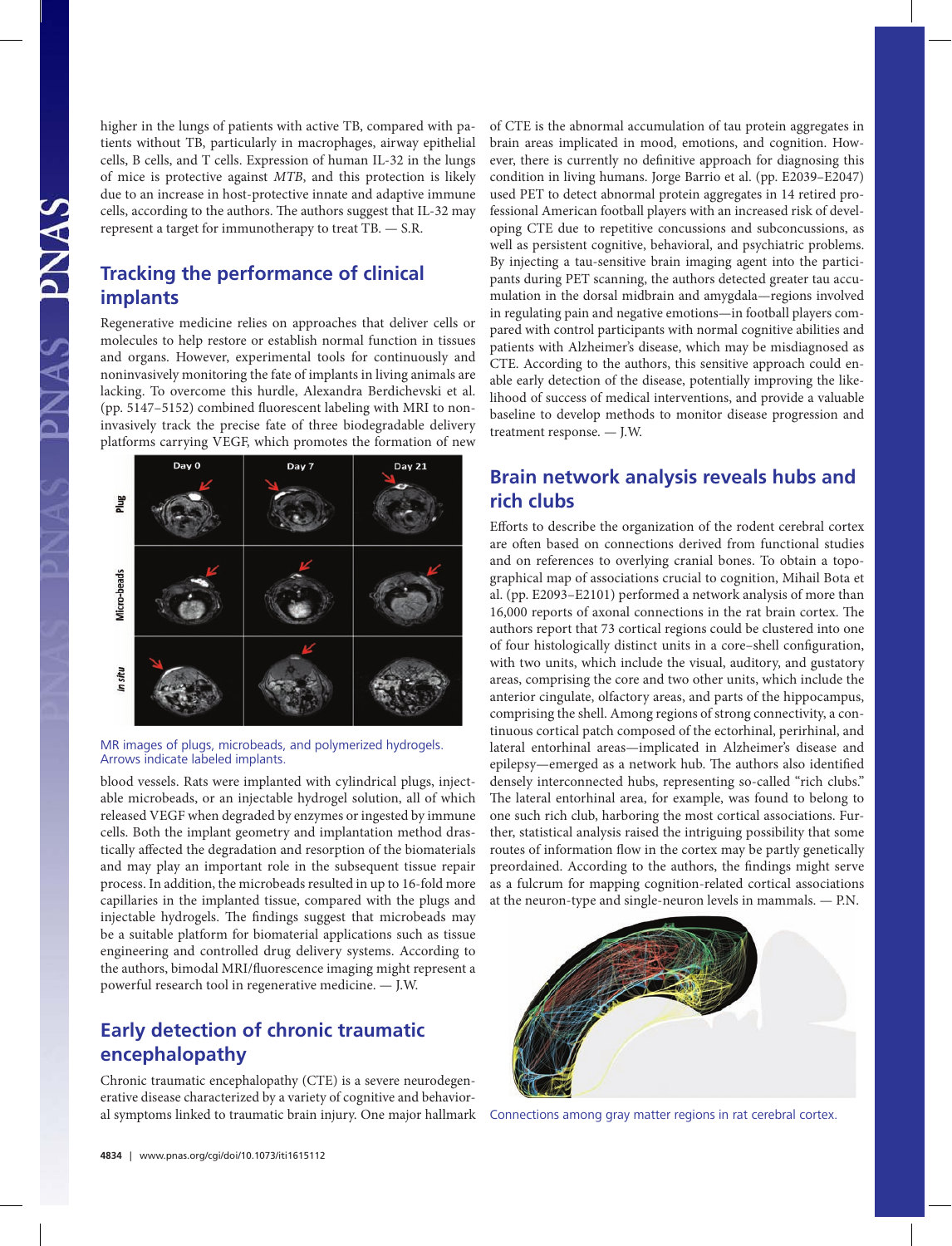higher in the lungs of patients with active TB, compared with patients without TB, particularly in macrophages, airway epithelial cells, B cells, and T cells. Expression of human IL-32 in the lungs of mice is protective against *MTB*, and this protection is likely due to an increase in host-protective innate and adaptive immune cells, according to the authors. The authors suggest that IL-32 may represent a target for immunotherapy to treat TB. — S.R.

## Tracking the performance of clinical implants

Regenerative medicine relies on approaches that deliver cells or molecules to help restore or establish normal function in tissues and organs. However, experimental tools for continuously and noninvasively monitoring the fate of implants in living animals are lacking. To overcome this hurdle, Alexandra Berdichevski et al. (pp. 5147–5152) combined fluorescent labeling with MRI to noninvasively track the precise fate of three biodegradable delivery platforms carrying VEGF, which promotes the formation of new blood vessels. Rats were implanted with cylindrical plugs, injectable microbeads, or an injectable hydrogel solution, all of which released VEGF when degraded by enzymes or ingested by immune cells. Both the implant geometry and implantation method drastically affected the degradation and resorption of the biomaterials and may play an important role in the subsequent tissue repair process. In addition, the microbeads resulted in up to 16-fold more capillaries in the implanted tissue, compared with the plugs and injectable hydrogels. The findings suggest that microbeads may be a suitable platform for biomaterial applications such as tissue engineering and controlled drug delivery systems. According to the authors, bimodal MRI/fluorescence imaging might represent a powerful research tool in regenerative medicine. — J.W.

Day 0
Day 7
Day 21
Plug
Micro-beads
*In situ*

MR images of plugs, microbeads, and polymerized hydrogels. Arrows indicate labeled implants.

## Early detection of chronic traumatic encephalopathy

Chronic traumatic encephalopathy (CTE) is a severe neurodegenerative disease characterized by a variety of cognitive and behavioral symptoms linked to traumatic brain injury. One major hallmark of CTE is the abnormal accumulation of tau protein aggregates in brain areas implicated in mood, emotions, and cognition. However, there is currently no definitive approach for diagnosing this condition in living humans. Jorge Barrio et al. (pp. E2039–E2047) used PET to detect abnormal protein aggregates in 14 retired professional American football players with an increased risk of developing CTE due to repetitive concussions and subconcussions, as well as persistent cognitive, behavioral, and psychiatric problems. By injecting a tau-sensitive brain imaging agent into the participants during PET scanning, the authors detected greater tau accumulation in the dorsal midbrain and amygdala—regions involved in regulating pain and negative emotions—in football players compared with control participants with normal cognitive abilities and patients with Alzheimer's disease, which may be misdiagnosed as CTE. According to the authors, this sensitive approach could enable early detection of the disease, potentially improving the likelihood of success of medical interventions, and provide a valuable baseline to develop methods to monitor disease progression and treatment response. — J.W.

## Brain network analysis reveals hubs and rich clubs

Efforts to describe the organization of the rodent cerebral cortex are often based on connections derived from functional studies and on references to overlying cranial bones. To obtain a topographical map of associations crucial to cognition, Mihail Bota et al. (pp. E2093–E2101) performed a network analysis of more than 16,000 reports of axonal connections in the rat brain cortex. The authors report that 73 cortical regions could be clustered into one of four histologically distinct units in a core–shell configuration, with two units, which include the visual, auditory, and gustatory areas, comprising the core and two other units, which include the anterior cingulate, olfactory areas, and parts of the hippocampus, comprising the shell. Among regions of strong connectivity, a continuous cortical patch composed of the ectorhinal, perirhinal, and lateral entorhinal areas—implicated in Alzheimer's disease and epilepsy—emerged as a network hub. The authors also identified densely interconnected hubs, representing so-called "rich clubs." The lateral entorhinal area, for example, was found to belong to one such rich club, harboring the most cortical associations. Further, statistical analysis raised the intriguing possibility that some routes of information flow in the cortex may be partly genetically preordained. According to the authors, the findings might serve as a fulcrum for mapping cognition-related cortical associations at the neuron-type and single-neuron levels in mammals. — P.N.

Connections among gray matter regions in rat cerebral cortex.